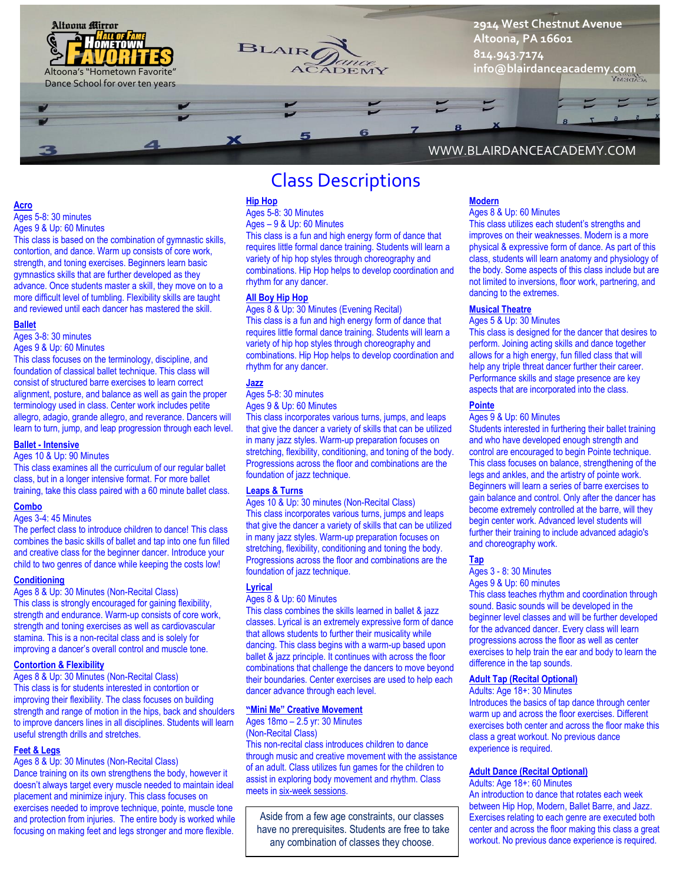Altoona Mirror Hall of Fame Hometown Favorites

Altoona's "Hometown Favorite" Dance School for over ten years

Blair Dance Academy

2914 West Chestnut Avenue
Altoona, PA 16601
814.943.7174
info@blairdanceacademy.com

WWW.BLAIRDANCEACADEMY.COM

# Class Descriptions

**Acro**
Ages 5-8: 30 minutes
Ages 9 & Up: 60 Minutes
This class is based on the combination of gymnastic skills, contortion, and dance. Warm up consists of core work, strength, and toning exercises. Beginners learn basic gymnastics skills that are further developed as they advance. Once students master a skill, they move on to a more difficult level of tumbling. Flexibility skills are taught and reviewed until each dancer has mastered the skill.

**Ballet**
Ages 3-8: 30 minutes
Ages 9 & Up: 60 Minutes
This class focuses on the terminology, discipline, and foundation of classical ballet technique. This class will consist of structured barre exercises to learn correct alignment, posture, and balance as well as gain the proper terminology used in class. Center work includes petite allegro, adagio, grande allegro, and reverance. Dancers will learn to turn, jump, and leap progression through each level.

**Ballet - Intensive**
Ages 10 & Up: 90 Minutes
This class examines all the curriculum of our regular ballet class, but in a longer intensive format. For more ballet training, take this class paired with a 60 minute ballet class.

**Combo**
Ages 3-4: 45 Minutes
The perfect class to introduce children to dance! This class combines the basic skills of ballet and tap into one fun filled and creative class for the beginner dancer. Introduce your child to two genres of dance while keeping the costs low!

**Conditioning**
Ages 8 & Up: 30 Minutes (Non-Recital Class)
This class is strongly encouraged for gaining flexibility, strength and endurance. Warm-up consists of core work, strength and toning exercises as well as cardiovascular stamina. This is a non-recital class and is solely for improving a dancer's overall control and muscle tone.

**Contortion & Flexibility**
Ages 8 & Up: 30 Minutes (Non-Recital Class)
This class is for students interested in contortion or improving their flexibility. The class focuses on building strength and range of motion in the hips, back and shoulders to improve dancers lines in all disciplines. Students will learn useful strength drills and stretches.

**Feet & Legs**
Ages 8 & Up: 30 Minutes (Non-Recital Class)
Dance training on its own strengthens the body, however it doesn't always target every muscle needed to maintain ideal placement and minimize injury. This class focuses on exercises needed to improve technique, pointe, muscle tone and protection from injuries. The entire body is worked while focusing on making feet and legs stronger and more flexible.

**Hip Hop**
Ages 5-8: 30 Minutes
Ages – 9 & Up: 60 Minutes
This class is a fun and high energy form of dance that requires little formal dance training. Students will learn a variety of hip hop styles through choreography and combinations. Hip Hop helps to develop coordination and rhythm for any dancer.

**All Boy Hip Hop**
Ages 8 & Up: 30 Minutes (Evening Recital)
This class is a fun and high energy form of dance that requires little formal dance training. Students will learn a variety of hip hop styles through choreography and combinations. Hip Hop helps to develop coordination and rhythm for any dancer.

**Jazz**
Ages 5-8: 30 minutes
Ages 9 & Up: 60 Minutes
This class incorporates various turns, jumps, and leaps that give the dancer a variety of skills that can be utilized in many jazz styles. Warm-up preparation focuses on stretching, flexibility, conditioning, and toning of the body. Progressions across the floor and combinations are the foundation of jazz technique.

**Leaps & Turns**
Ages 10 & Up: 30 minutes (Non-Recital Class)
This class incorporates various turns, jumps and leaps that give the dancer a variety of skills that can be utilized in many jazz styles. Warm-up preparation focuses on stretching, flexibility, conditioning and toning the body. Progressions across the floor and combinations are the foundation of jazz technique.

**Lyrical**
Ages 8 & Up: 60 Minutes
This class combines the skills learned in ballet & jazz classes. Lyrical is an extremely expressive form of dance that allows students to further their musicality while dancing. This class begins with a warm-up based upon ballet & jazz principle. It continues with across the floor combinations that challenge the dancers to move beyond their boundaries. Center exercises are used to help each dancer advance through each level.

**"Mini Me" Creative Movement**
Ages 18mo – 2.5 yr: 30 Minutes
(Non-Recital Class)
This non-recital class introduces children to dance through music and creative movement with the assistance of an adult. Class utilizes fun games for the children to assist in exploring body movement and rhythm. Class meets in six-week sessions.

Aside from a few age constraints, our classes have no prerequisites. Students are free to take any combination of classes they choose.

**Modern**
Ages 8 & Up: 60 Minutes
This class utilizes each student's strengths and improves on their weaknesses. Modern is a more physical & expressive form of dance. As part of this class, students will learn anatomy and physiology of the body. Some aspects of this class include but are not limited to inversions, floor work, partnering, and dancing to the extremes.

**Musical Theatre**
Ages 5 & Up: 30 Minutes
This class is designed for the dancer that desires to perform. Joining acting skills and dance together allows for a high energy, fun filled class that will help any triple threat dancer further their career. Performance skills and stage presence are key aspects that are incorporated into the class.

**Pointe**
Ages 9 & Up: 60 Minutes
Students interested in furthering their ballet training and who have developed enough strength and control are encouraged to begin Pointe technique. This class focuses on balance, strengthening of the legs and ankles, and the artistry of pointe work. Beginners will learn a series of barre exercises to gain balance and control. Only after the dancer has become extremely controlled at the barre, will they begin center work. Advanced level students will further their training to include advanced adagio's and choreography work.

**Tap**
Ages 3 - 8: 30 Minutes
Ages 9 & Up: 60 minutes
This class teaches rhythm and coordination through sound. Basic sounds will be developed in the beginner level classes and will be further developed for the advanced dancer. Every class will learn progressions across the floor as well as center exercises to help train the ear and body to learn the difference in the tap sounds.

**Adult Tap (Recital Optional)**
Adults: Age 18+: 30 Minutes
Introduces the basics of tap dance through center warm up and across the floor exercises. Different exercises both center and across the floor make this class a great workout. No previous dance experience is required.

**Adult Dance (Recital Optional)**
Adults: Age 18+: 60 Minutes
An introduction to dance that rotates each week between Hip Hop, Modern, Ballet Barre, and Jazz. Exercises relating to each genre are executed both center and across the floor making this class a great workout. No previous dance experience is required.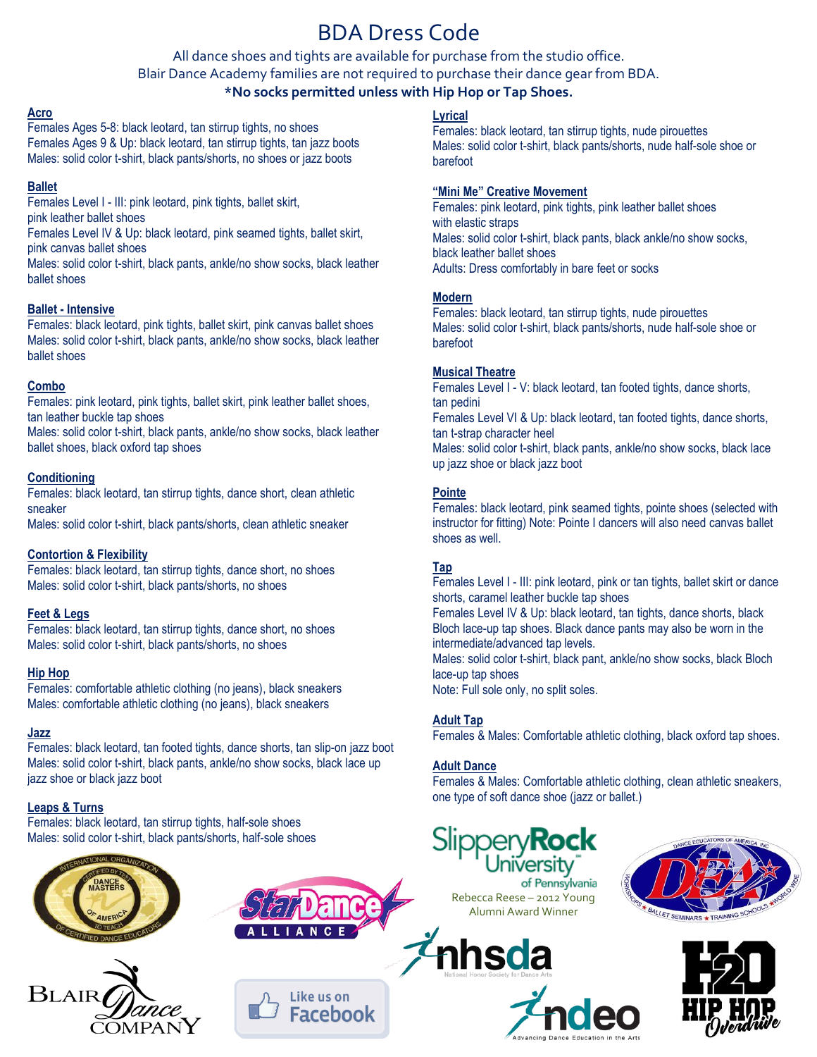# BDA Dress Code

All dance shoes and tights are available for purchase from the studio office.
Blair Dance Academy families are not required to purchase their dance gear from BDA.

**\*No socks permitted unless with Hip Hop or Tap Shoes.**

**Acro**
Females Ages 5-8: black leotard, tan stirrup tights, no shoes
Females Ages 9 & Up: black leotard, tan stirrup tights, tan jazz boots
Males: solid color t-shirt, black pants/shorts, no shoes or jazz boots

**Ballet**
Females Level I - III: pink leotard, pink tights, ballet skirt, pink leather ballet shoes
Females Level IV & Up: black leotard, pink seamed tights, ballet skirt, pink canvas ballet shoes
Males: solid color t-shirt, black pants, ankle/no show socks, black leather ballet shoes

**Ballet - Intensive**
Females: black leotard, pink tights, ballet skirt, pink canvas ballet shoes
Males: solid color t-shirt, black pants, ankle/no show socks, black leather ballet shoes

**Combo**
Females: pink leotard, pink tights, ballet skirt, pink leather ballet shoes, tan leather buckle tap shoes
Males: solid color t-shirt, black pants, ankle/no show socks, black leather ballet shoes, black oxford tap shoes

**Conditioning**
Females: black leotard, tan stirrup tights, dance short, clean athletic sneaker
Males: solid color t-shirt, black pants/shorts, clean athletic sneaker

**Contortion & Flexibility**
Females: black leotard, tan stirrup tights, dance short, no shoes
Males: solid color t-shirt, black pants/shorts, no shoes

**Feet & Legs**
Females: black leotard, tan stirrup tights, dance short, no shoes
Males: solid color t-shirt, black pants/shorts, no shoes

**Hip Hop**
Females: comfortable athletic clothing (no jeans), black sneakers
Males: comfortable athletic clothing (no jeans), black sneakers

**Jazz**
Females: black leotard, tan footed tights, dance shorts, tan slip-on jazz boot
Males: solid color t-shirt, black pants, ankle/no show socks, black lace up jazz shoe or black jazz boot

**Leaps & Turns**
Females: black leotard, tan stirrup tights, half-sole shoes
Males: solid color t-shirt, black pants/shorts, half-sole shoes

**Lyrical**
Females: black leotard, tan stirrup tights, nude pirouettes
Males: solid color t-shirt, black pants/shorts, nude half-sole shoe or barefoot

**"Mini Me" Creative Movement**
Females: pink leotard, pink tights, pink leather ballet shoes with elastic straps
Males: solid color t-shirt, black pants, black ankle/no show socks, black leather ballet shoes
Adults: Dress comfortably in bare feet or socks

**Modern**
Females: black leotard, tan stirrup tights, nude pirouettes
Males: solid color t-shirt, black pants/shorts, nude half-sole shoe or barefoot

**Musical Theatre**
Females Level I - V: black leotard, tan footed tights, dance shorts, tan pedini
Females Level VI & Up: black leotard, tan footed tights, dance shorts, tan t-strap character heel
Males: solid color t-shirt, black pants, ankle/no show socks, black lace up jazz shoe or black jazz boot

**Pointe**
Females: black leotard, pink seamed tights, pointe shoes (selected with instructor for fitting) Note: Pointe I dancers will also need canvas ballet shoes as well.

**Tap**
Females Level I - III: pink leotard, pink or tan tights, ballet skirt or dance shorts, caramel leather buckle tap shoes
Females Level IV & Up: black leotard, tan tights, dance shorts, black Bloch lace-up tap shoes. Black dance pants may also be worn in the intermediate/advanced tap levels.
Males: solid color t-shirt, black pant, ankle/no show socks, black Bloch lace-up tap shoes
Note: Full sole only, no split soles.

**Adult Tap**
Females & Males: Comfortable athletic clothing, black oxford tap shoes.

**Adult Dance**
Females & Males: Comfortable athletic clothing, clean athletic sneakers, one type of soft dance shoe (jazz or ballet.)

Slippery Rock University of Pennsylvania
Rebecca Reese – 2012 Young Alumni Award Winner